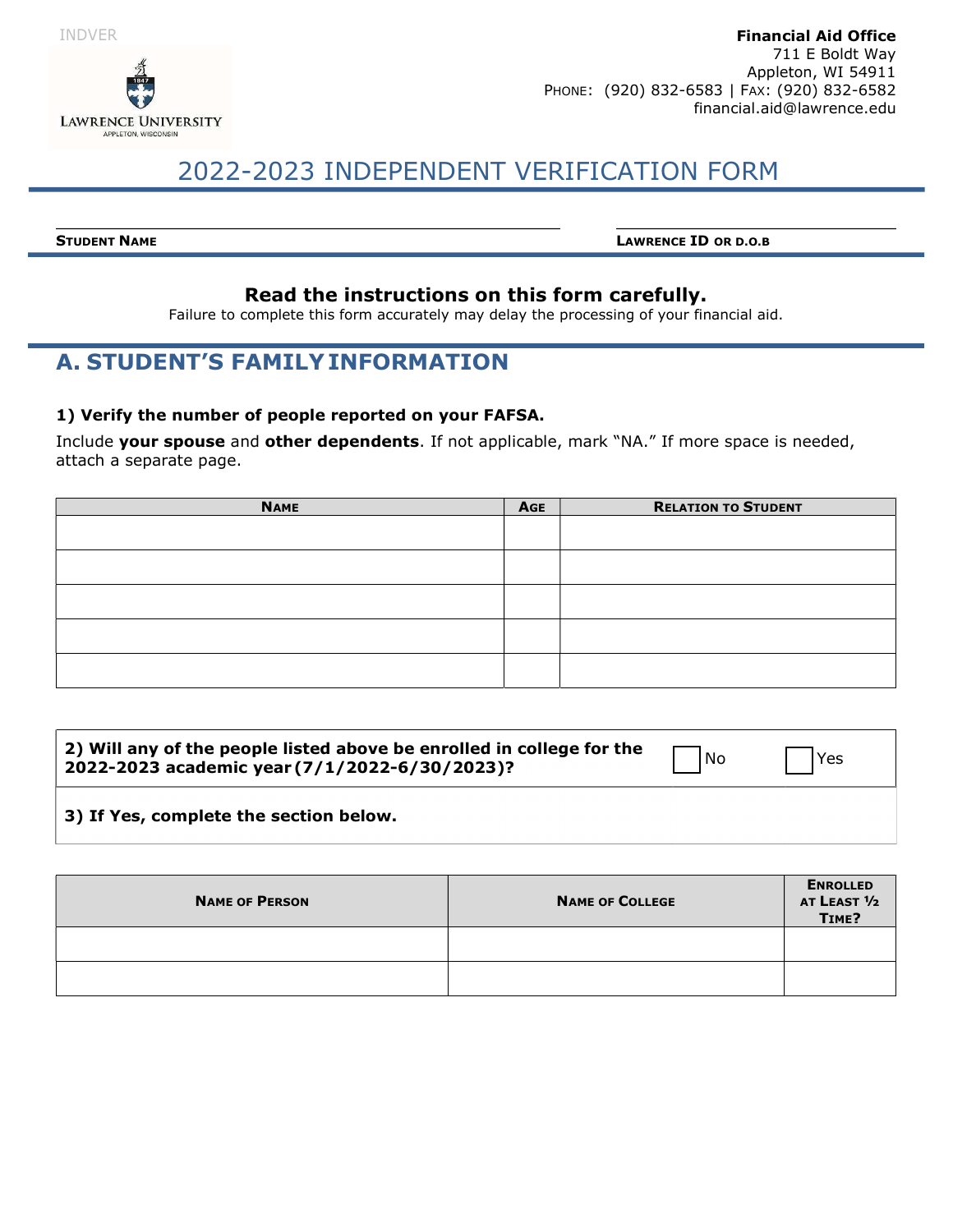INDVER

LAWRENCE UNIVERSITY
APPLETON, WISCONSIN

**Financial Aid Office**
711 E Boldt Way
Appleton, WI 54911
PHONE: (920) 832-6583 | FAX: (920) 832-6582
financial.aid@lawrence.edu

# 2022-2023 INDEPENDENT VERIFICATION FORM

**STUDENT NAME** ______________________ **LAWRENCE ID OR D.O.B** ______________________

### Read the instructions on this form carefully.

Failure to complete this form accurately may delay the processing of your financial aid.

## A. STUDENT'S FAMILY INFORMATION

**1) Verify the number of people reported on your FAFSA.**

Include **your spouse** and **other dependents**. If not applicable, mark "NA." If more space is needed, attach a separate page.

| NAME | AGE | RELATION TO STUDENT |
|---|---|---|
| | | |
| | | |
| | | |
| | | |
| | | |

**2) Will any of the people listed above be enrolled in college for the 2022-2023 academic year (7/1/2022-6/30/2023)?** ☐ No ☐ Yes

**3) If Yes, complete the section below.**

| NAME OF PERSON | NAME OF COLLEGE | ENROLLED AT LEAST ½ TIME? |
|---|---|---|
| | | |
| | | |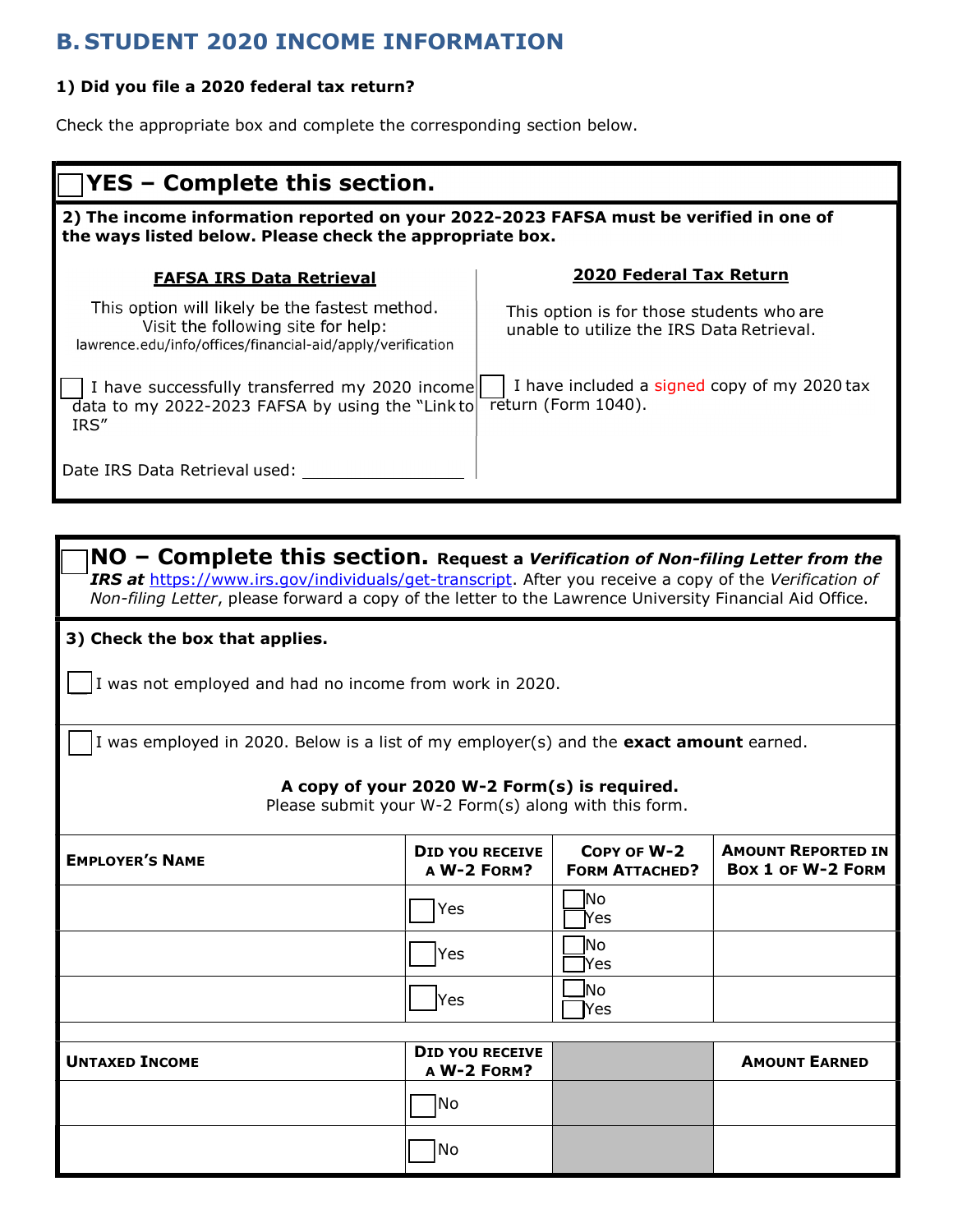## B. STUDENT 2020 INCOME INFORMATION

**1) Did you file a 2020 federal tax return?**

Check the appropriate box and complete the corresponding section below.

### ☐ YES – Complete this section.

**2) The income information reported on your 2022-2023 FAFSA must be verified in one of the ways listed below. Please check the appropriate box.**

**FAFSA IRS Data Retrieval**

This option will likely be the fastest method. Visit the following site for help: lawrence.edu/info/offices/financial-aid/apply/verification

☐ I have successfully transferred my 2020 income data to my 2022-2023 FAFSA by using the "Link to IRS"

Date IRS Data Retrieval used: ____________________

**2020 Federal Tax Return**

This option is for those students who are unable to utilize the IRS Data Retrieval.

☐ I have included a signed copy of my 2020 tax return (Form 1040).

### ☐ NO – Complete this section.

**Request a *Verification of Non-filing Letter from the IRS* at** https://www.irs.gov/individuals/get-transcript. After you receive a copy of the *Verification of Non-filing Letter*, please forward a copy of the letter to the Lawrence University Financial Aid Office.

**3) Check the box that applies.**

☐ I was not employed and had no income from work in 2020.

☐ I was employed in 2020. Below is a list of my employer(s) and the **exact amount** earned.

**A copy of your 2020 W-2 Form(s) is required.**
Please submit your W-2 Form(s) along with this form.

| Employer's Name | Did you receive a W-2 Form? | Copy of W-2 Form Attached? | Amount Reported in Box 1 of W-2 Form |
|---|---|---|---|
| | ☐ Yes | ☐ No ☐ Yes | |
| | ☐ Yes | ☐ No ☐ Yes | |
| | ☐ Yes | ☐ No ☐ Yes | |

| Untaxed Income | Did you receive a W-2 Form? | | Amount Earned |
|---|---|---|---|
| | ☐ No | | |
| | ☐ No | | |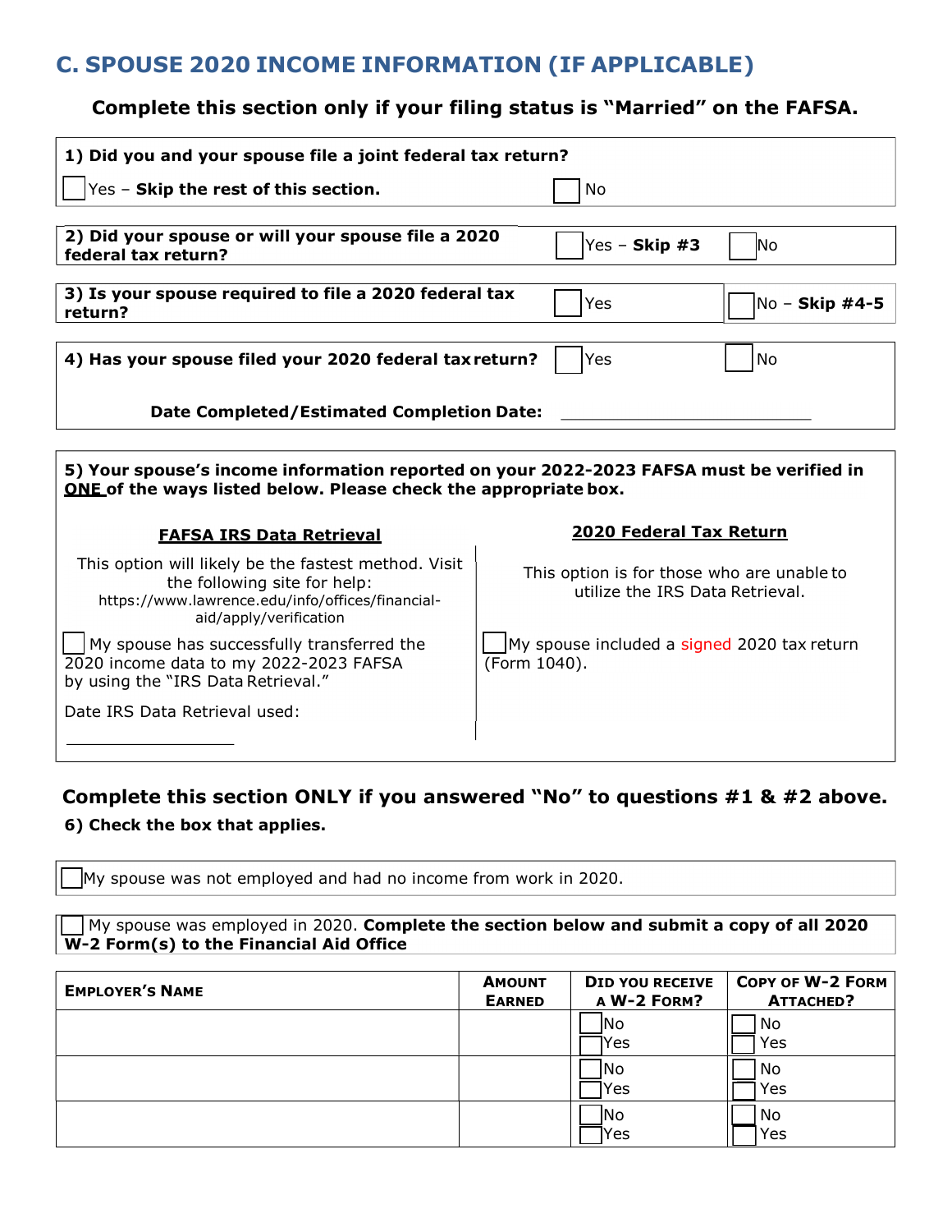## C. SPOUSE 2020 INCOME INFORMATION (IF APPLICABLE)

**Complete this section only if your filing status is "Married" on the FAFSA.**

**1) Did you and your spouse file a joint federal tax return?**

☐ Yes – **Skip the rest of this section.** ☐ No

**2) Did your spouse or will your spouse file a 2020 federal tax return?** ☐ Yes – **Skip #3** ☐ No

**3) Is your spouse required to file a 2020 federal tax return?** ☐ Yes ☐ No – **Skip #4-5**

**4) Has your spouse filed your 2020 federal tax return?** ☐ Yes ☐ No

**Date Completed/Estimated Completion Date:** ______________________

**5) Your spouse's income information reported on your 2022-2023 FAFSA must be verified in ONE of the ways listed below. Please check the appropriate box.**

**FAFSA IRS Data Retrieval**

This option will likely be the fastest method. Visit the following site for help: https://www.lawrence.edu/info/offices/financial-aid/apply/verification

☐ My spouse has successfully transferred the 2020 income data to my 2022-2023 FAFSA by using the "IRS Data Retrieval."

Date IRS Data Retrieval used:

______________

**2020 Federal Tax Return**

This option is for those who are unable to utilize the IRS Data Retrieval.

☐ My spouse included a signed 2020 tax return (Form 1040).

**Complete this section ONLY if you answered "No" to questions #1 & #2 above.**

**6) Check the box that applies.**

☐ My spouse was not employed and had no income from work in 2020.

☐ My spouse was employed in 2020. **Complete the section below and submit a copy of all 2020 W-2 Form(s) to the Financial Aid Office**

| EMPLOYER'S NAME | AMOUNT EARNED | DID YOU RECEIVE A W-2 FORM? | COPY OF W-2 FORM ATTACHED? |
|---|---|---|---|
| | | ☐ No ☐ Yes | ☐ No ☐ Yes |
| | | ☐ No ☐ Yes | ☐ No ☐ Yes |
| | | ☐ No ☐ Yes | ☐ No ☐ Yes |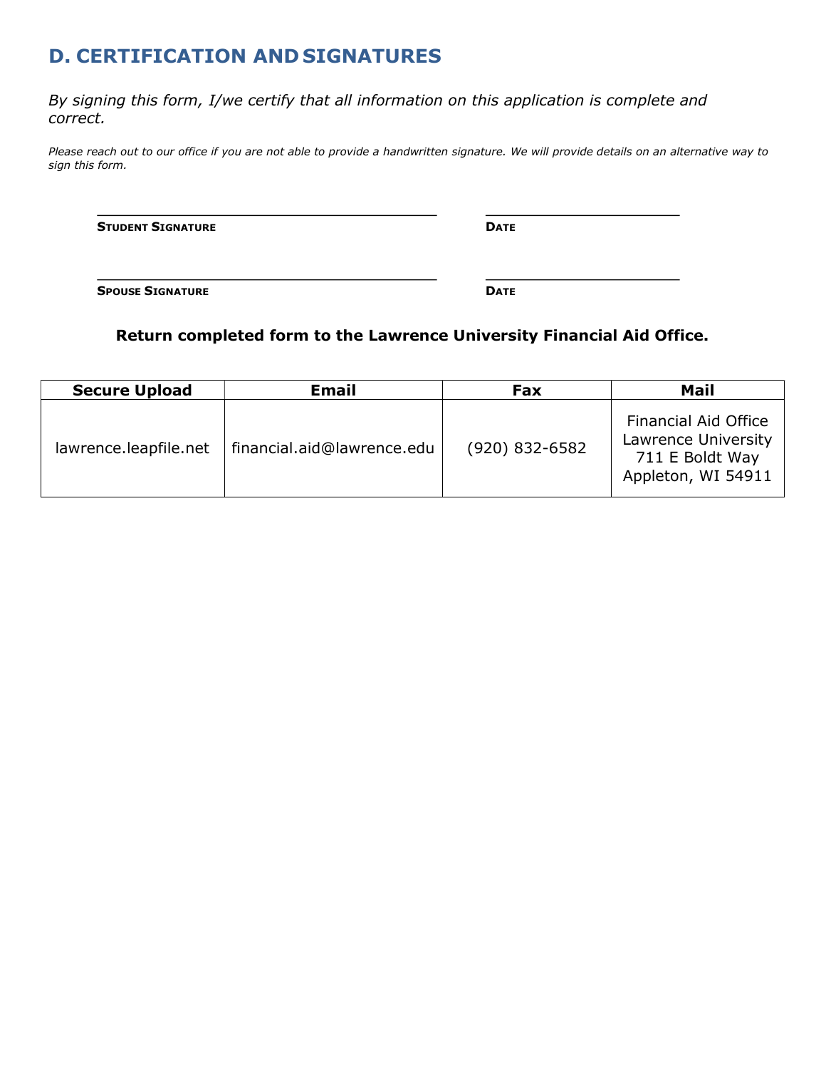## D. CERTIFICATION AND SIGNATURES

*By signing this form, I/we certify that all information on this application is complete and correct.*

*Please reach out to our office if you are not able to provide a handwritten signature. We will provide details on an alternative way to sign this form.*

______________________________________ ______________________

**STUDENT SIGNATURE** **DATE**

______________________________________ ______________________

**SPOUSE SIGNATURE** **DATE**

**Return completed form to the Lawrence University Financial Aid Office.**

| Secure Upload | Email | Fax | Mail |
|---|---|---|---|
| lawrence.leapfile.net | financial.aid@lawrence.edu | (920) 832-6582 | Financial Aid Office<br>Lawrence University<br>711 E Boldt Way<br>Appleton, WI 54911 |